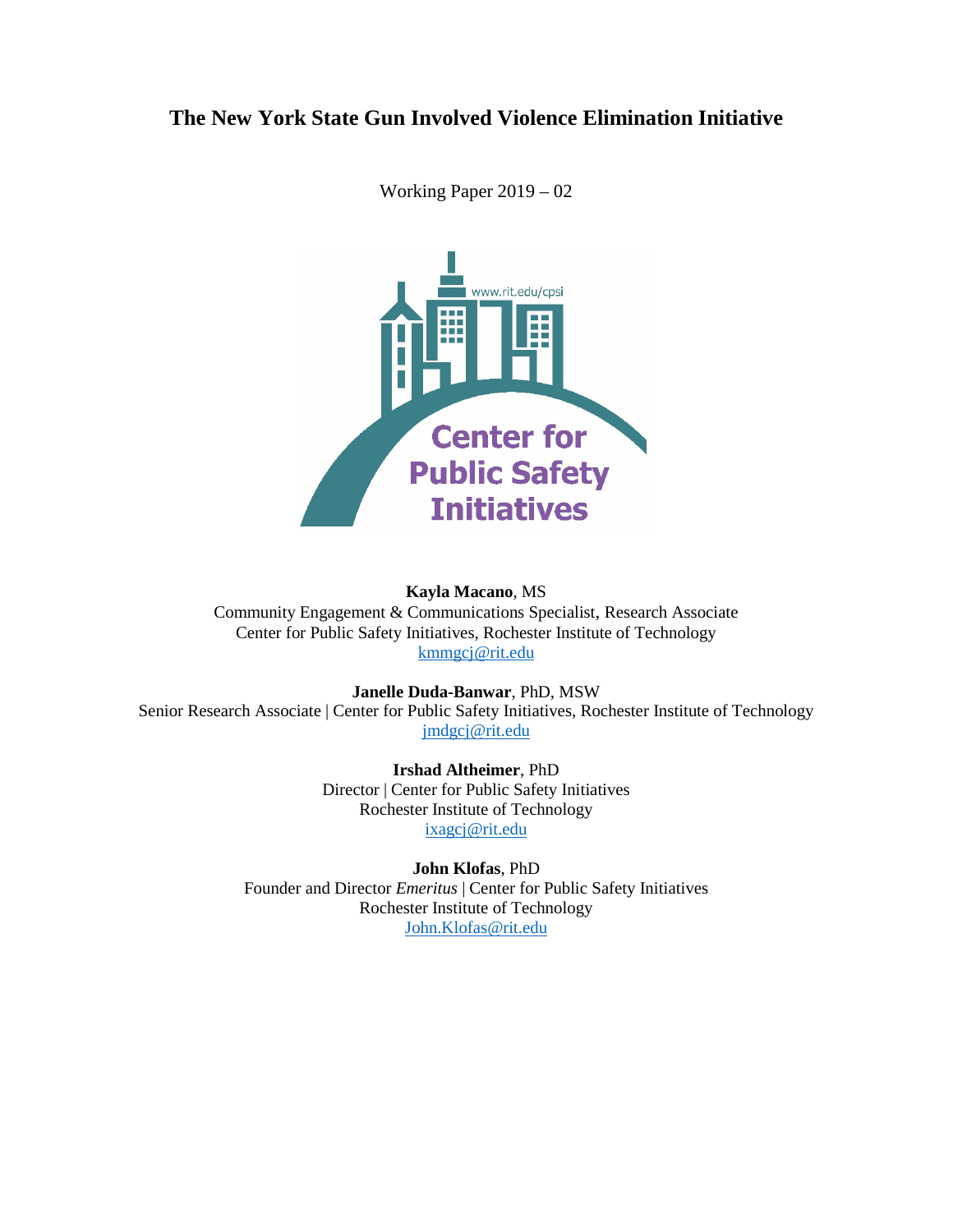# The New York State Gun Involved Violence Elimination Initiative

Working Paper 2019 – 02

**Kayla Macano**, MS
Community Engagement & Communications Specialist, Research Associate
Center for Public Safety Initiatives, Rochester Institute of Technology
kmmgcj@rit.edu

**Janelle Duda-Banwar**, PhD, MSW
Senior Research Associate | Center for Public Safety Initiatives, Rochester Institute of Technology
jmdgcj@rit.edu

**Irshad Altheimer**, PhD
Director | Center for Public Safety Initiatives
Rochester Institute of Technology
ixagcj@rit.edu

**John Klofas**, PhD
Founder and Director *Emeritus* | Center for Public Safety Initiatives
Rochester Institute of Technology
John.Klofas@rit.edu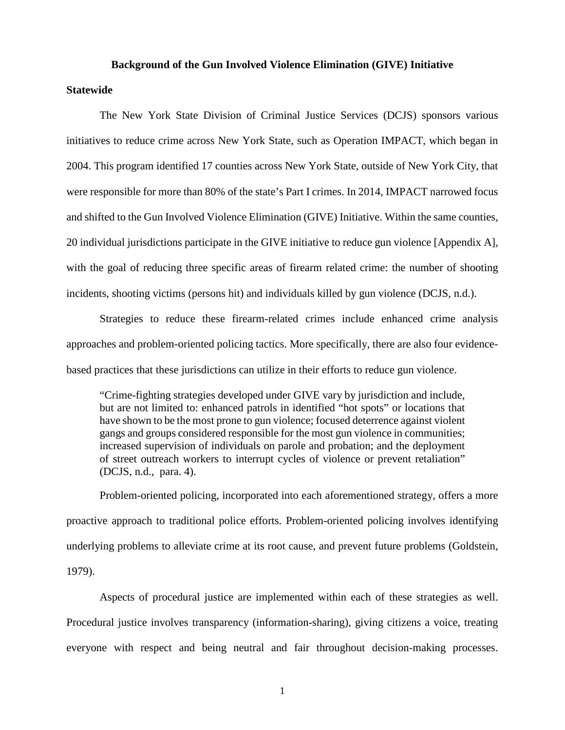**Background of the Gun Involved Violence Elimination (GIVE) Initiative**

**Statewide**

The New York State Division of Criminal Justice Services (DCJS) sponsors various initiatives to reduce crime across New York State, such as Operation IMPACT, which began in 2004. This program identified 17 counties across New York State, outside of New York City, that were responsible for more than 80% of the state's Part I crimes. In 2014, IMPACT narrowed focus and shifted to the Gun Involved Violence Elimination (GIVE) Initiative. Within the same counties, 20 individual jurisdictions participate in the GIVE initiative to reduce gun violence [Appendix A], with the goal of reducing three specific areas of firearm related crime: the number of shooting incidents, shooting victims (persons hit) and individuals killed by gun violence (DCJS, n.d.).

Strategies to reduce these firearm-related crimes include enhanced crime analysis approaches and problem-oriented policing tactics. More specifically, there are also four evidence-based practices that these jurisdictions can utilize in their efforts to reduce gun violence.

> "Crime-fighting strategies developed under GIVE vary by jurisdiction and include, but are not limited to: enhanced patrols in identified "hot spots" or locations that have shown to be the most prone to gun violence; focused deterrence against violent gangs and groups considered responsible for the most gun violence in communities; increased supervision of individuals on parole and probation; and the deployment of street outreach workers to interrupt cycles of violence or prevent retaliation" (DCJS, n.d., para. 4).

Problem-oriented policing, incorporated into each aforementioned strategy, offers a more proactive approach to traditional police efforts. Problem-oriented policing involves identifying underlying problems to alleviate crime at its root cause, and prevent future problems (Goldstein, 1979).

Aspects of procedural justice are implemented within each of these strategies as well. Procedural justice involves transparency (information-sharing), giving citizens a voice, treating everyone with respect and being neutral and fair throughout decision-making processes.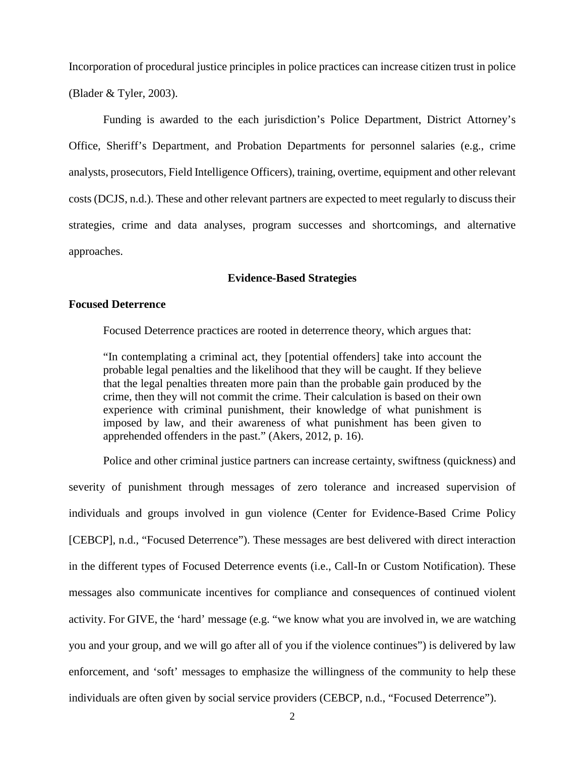Incorporation of procedural justice principles in police practices can increase citizen trust in police (Blader & Tyler, 2003).

Funding is awarded to the each jurisdiction's Police Department, District Attorney's Office, Sheriff's Department, and Probation Departments for personnel salaries (e.g., crime analysts, prosecutors, Field Intelligence Officers), training, overtime, equipment and other relevant costs (DCJS, n.d.). These and other relevant partners are expected to meet regularly to discuss their strategies, crime and data analyses, program successes and shortcomings, and alternative approaches.

## Evidence-Based Strategies

### Focused Deterrence

Focused Deterrence practices are rooted in deterrence theory, which argues that:

> "In contemplating a criminal act, they [potential offenders] take into account the probable legal penalties and the likelihood that they will be caught. If they believe that the legal penalties threaten more pain than the probable gain produced by the crime, then they will not commit the crime. Their calculation is based on their own experience with criminal punishment, their knowledge of what punishment is imposed by law, and their awareness of what punishment has been given to apprehended offenders in the past." (Akers, 2012, p. 16).

Police and other criminal justice partners can increase certainty, swiftness (quickness) and severity of punishment through messages of zero tolerance and increased supervision of individuals and groups involved in gun violence (Center for Evidence-Based Crime Policy [CEBCP], n.d., "Focused Deterrence"). These messages are best delivered with direct interaction in the different types of Focused Deterrence events (i.e., Call-In or Custom Notification). These messages also communicate incentives for compliance and consequences of continued violent activity. For GIVE, the 'hard' message (e.g. "we know what you are involved in, we are watching you and your group, and we will go after all of you if the violence continues") is delivered by law enforcement, and 'soft' messages to emphasize the willingness of the community to help these individuals are often given by social service providers (CEBCP, n.d., "Focused Deterrence").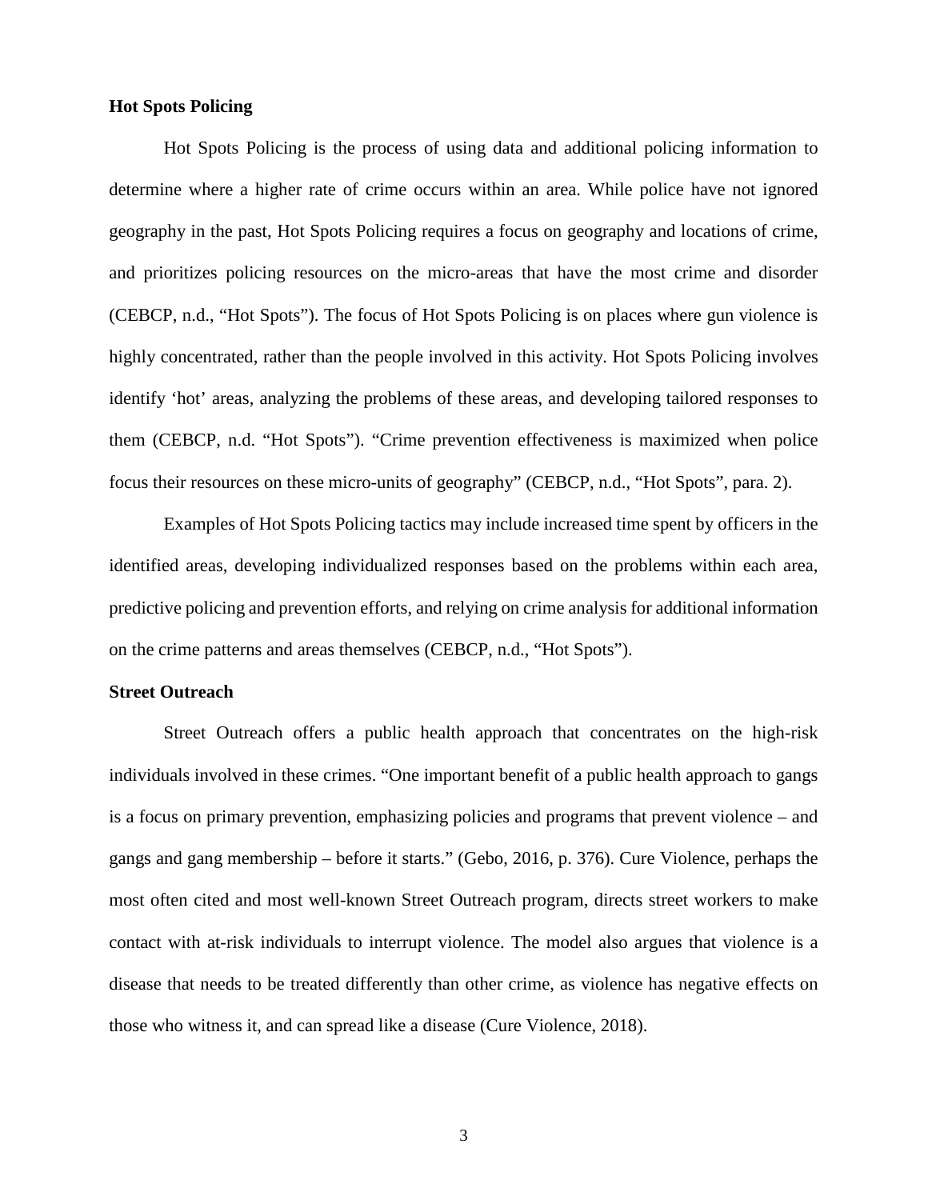**Hot Spots Policing**

Hot Spots Policing is the process of using data and additional policing information to determine where a higher rate of crime occurs within an area. While police have not ignored geography in the past, Hot Spots Policing requires a focus on geography and locations of crime, and prioritizes policing resources on the micro-areas that have the most crime and disorder (CEBCP, n.d., "Hot Spots"). The focus of Hot Spots Policing is on places where gun violence is highly concentrated, rather than the people involved in this activity. Hot Spots Policing involves identify 'hot' areas, analyzing the problems of these areas, and developing tailored responses to them (CEBCP, n.d. "Hot Spots"). "Crime prevention effectiveness is maximized when police focus their resources on these micro-units of geography" (CEBCP, n.d., "Hot Spots", para. 2).

Examples of Hot Spots Policing tactics may include increased time spent by officers in the identified areas, developing individualized responses based on the problems within each area, predictive policing and prevention efforts, and relying on crime analysis for additional information on the crime patterns and areas themselves (CEBCP, n.d., "Hot Spots").

**Street Outreach**

Street Outreach offers a public health approach that concentrates on the high-risk individuals involved in these crimes. "One important benefit of a public health approach to gangs is a focus on primary prevention, emphasizing policies and programs that prevent violence – and gangs and gang membership – before it starts." (Gebo, 2016, p. 376). Cure Violence, perhaps the most often cited and most well-known Street Outreach program, directs street workers to make contact with at-risk individuals to interrupt violence. The model also argues that violence is a disease that needs to be treated differently than other crime, as violence has negative effects on those who witness it, and can spread like a disease (Cure Violence, 2018).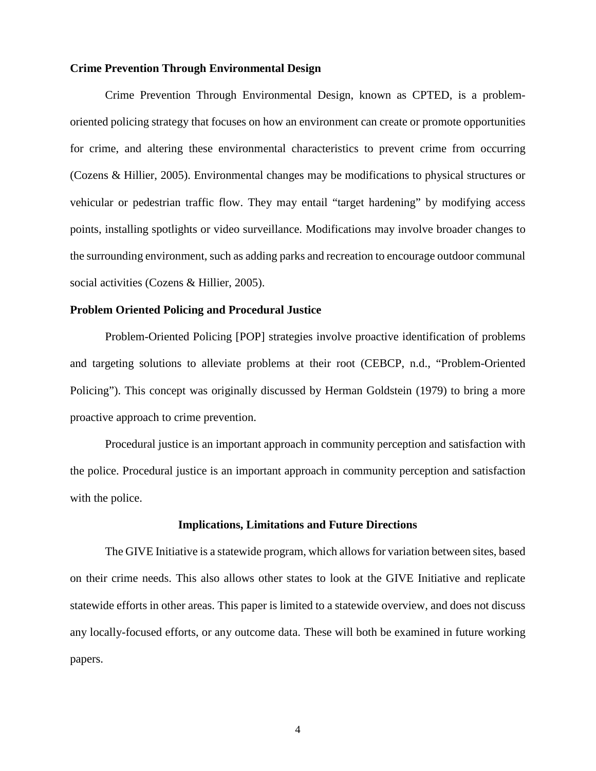### Crime Prevention Through Environmental Design

Crime Prevention Through Environmental Design, known as CPTED, is a problem-oriented policing strategy that focuses on how an environment can create or promote opportunities for crime, and altering these environmental characteristics to prevent crime from occurring (Cozens & Hillier, 2005). Environmental changes may be modifications to physical structures or vehicular or pedestrian traffic flow. They may entail "target hardening" by modifying access points, installing spotlights or video surveillance. Modifications may involve broader changes to the surrounding environment, such as adding parks and recreation to encourage outdoor communal social activities (Cozens & Hillier, 2005).

### Problem Oriented Policing and Procedural Justice

Problem-Oriented Policing [POP] strategies involve proactive identification of problems and targeting solutions to alleviate problems at their root (CEBCP, n.d., "Problem-Oriented Policing"). This concept was originally discussed by Herman Goldstein (1979) to bring a more proactive approach to crime prevention.

Procedural justice is an important approach in community perception and satisfaction with the police. Procedural justice is an important approach in community perception and satisfaction with the police.

## Implications, Limitations and Future Directions

The GIVE Initiative is a statewide program, which allows for variation between sites, based on their crime needs. This also allows other states to look at the GIVE Initiative and replicate statewide efforts in other areas. This paper is limited to a statewide overview, and does not discuss any locally-focused efforts, or any outcome data. These will both be examined in future working papers.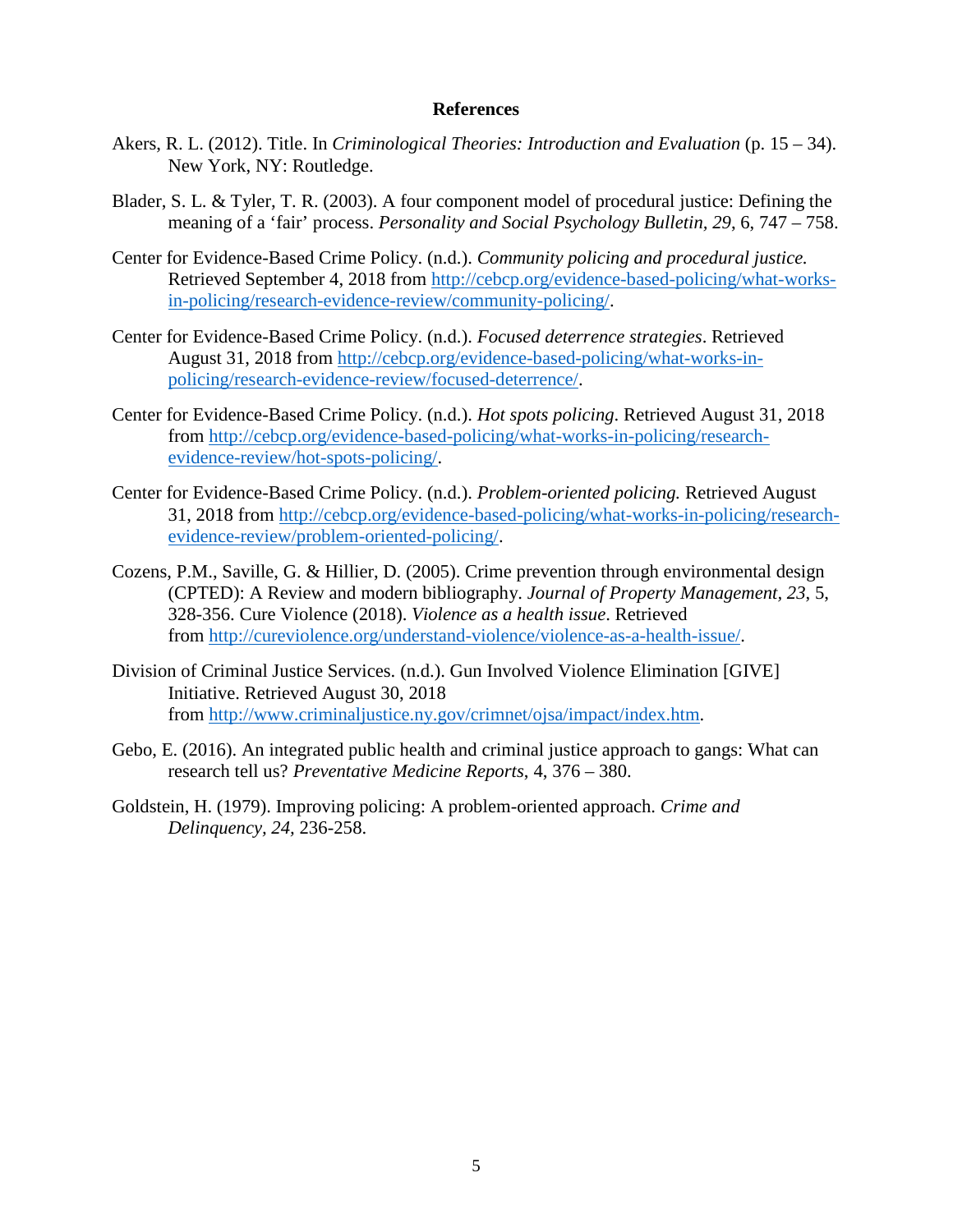# References

Akers, R. L. (2012). Title. In *Criminological Theories: Introduction and Evaluation* (p. 15 – 34). New York, NY: Routledge.

Blader, S. L. & Tyler, T. R. (2003). A four component model of procedural justice: Defining the meaning of a 'fair' process. *Personality and Social Psychology Bulletin*, *29*, 6, 747 – 758.

Center for Evidence-Based Crime Policy. (n.d.). *Community policing and procedural justice.* Retrieved September 4, 2018 from http://cebcp.org/evidence-based-policing/what-works-in-policing/research-evidence-review/community-policing/.

Center for Evidence-Based Crime Policy. (n.d.). *Focused deterrence strategies*. Retrieved August 31, 2018 from http://cebcp.org/evidence-based-policing/what-works-in-policing/research-evidence-review/focused-deterrence/.

Center for Evidence-Based Crime Policy. (n.d.). *Hot spots policing*. Retrieved August 31, 2018 from http://cebcp.org/evidence-based-policing/what-works-in-policing/research-evidence-review/hot-spots-policing/.

Center for Evidence-Based Crime Policy. (n.d.). *Problem-oriented policing.* Retrieved August 31, 2018 from http://cebcp.org/evidence-based-policing/what-works-in-policing/research-evidence-review/problem-oriented-policing/.

Cozens, P.M., Saville, G. & Hillier, D. (2005). Crime prevention through environmental design (CPTED): A Review and modern bibliography. *Journal of Property Management*, *23*, 5, 328-356. Cure Violence (2018). *Violence as a health issue*. Retrieved from http://cureviolence.org/understand-violence/violence-as-a-health-issue/.

Division of Criminal Justice Services. (n.d.). Gun Involved Violence Elimination [GIVE] Initiative. Retrieved August 30, 2018 from http://www.criminaljustice.ny.gov/crimnet/ojsa/impact/index.htm.

Gebo, E. (2016). An integrated public health and criminal justice approach to gangs: What can research tell us? *Preventative Medicine Reports*, 4, 376 – 380.

Goldstein, H. (1979). Improving policing: A problem-oriented approach. *Crime and Delinquency*, *24*, 236-258.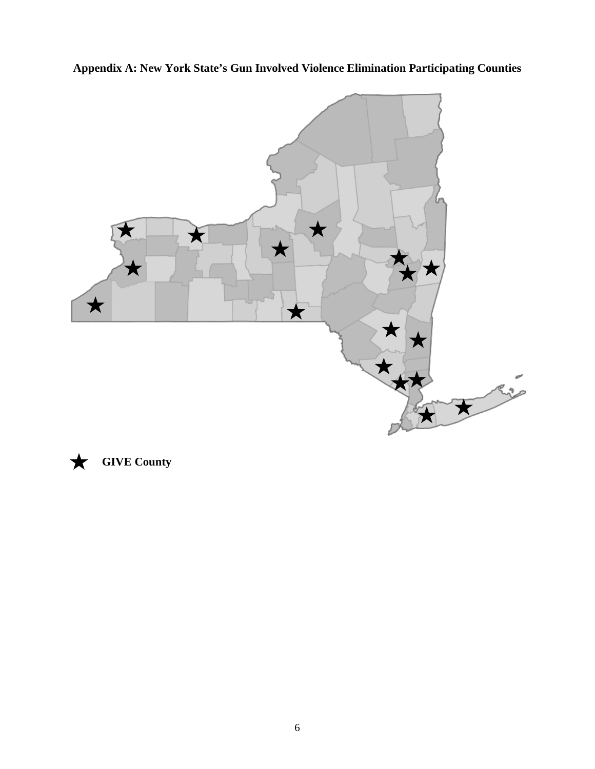**Appendix A: New York State's Gun Involved Violence Elimination Participating Counties**

★ **GIVE County**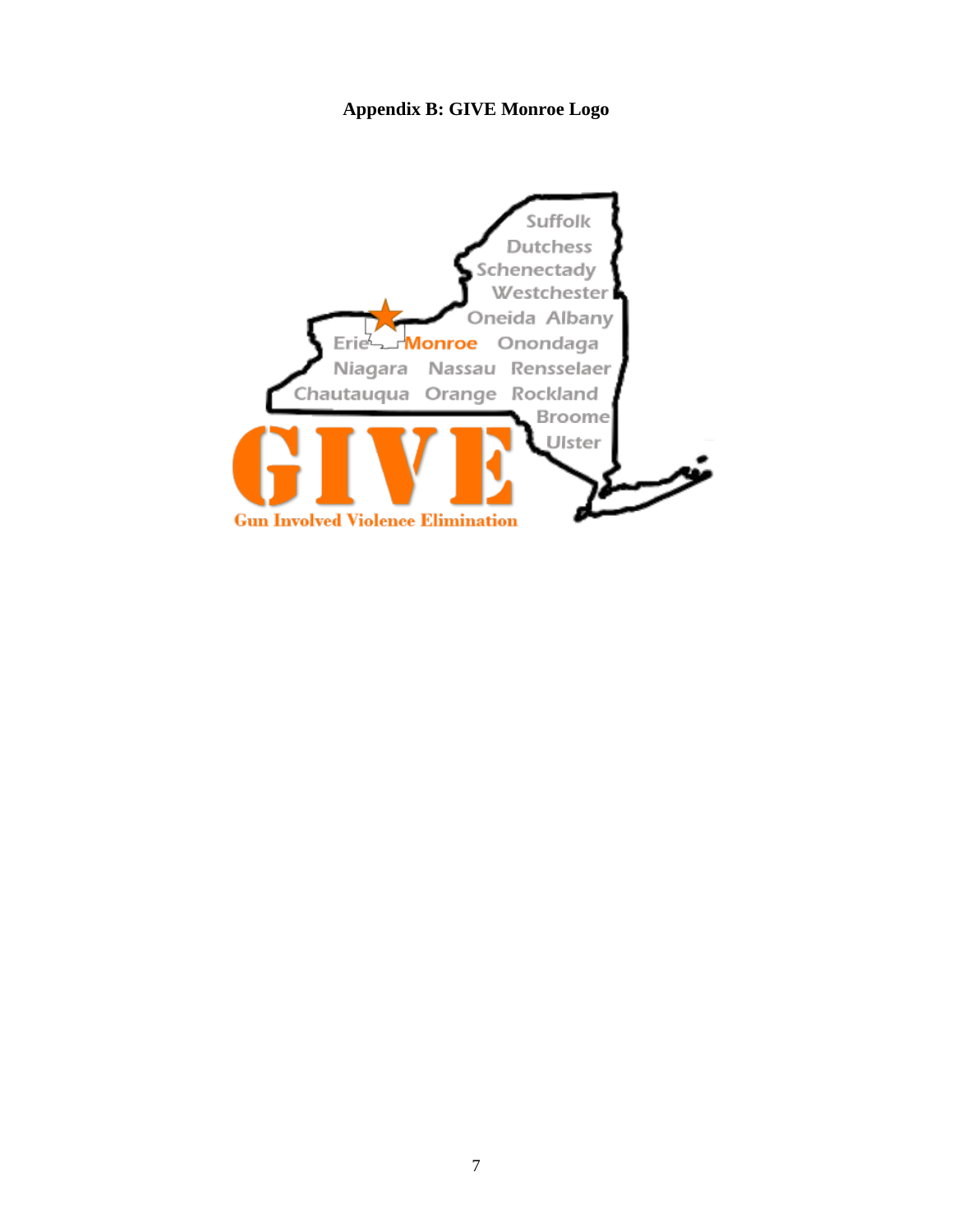**Appendix B: GIVE Monroe Logo**

Suffolk
Dutchess
Schenectady
Westchester
Oneida Albany
Erie Monroe Onondaga
Niagara Nassau Rensselaer
Chautauqua Orange Rockland
Broome
Ulster

GIVE

Gun Involved Violence Elimination